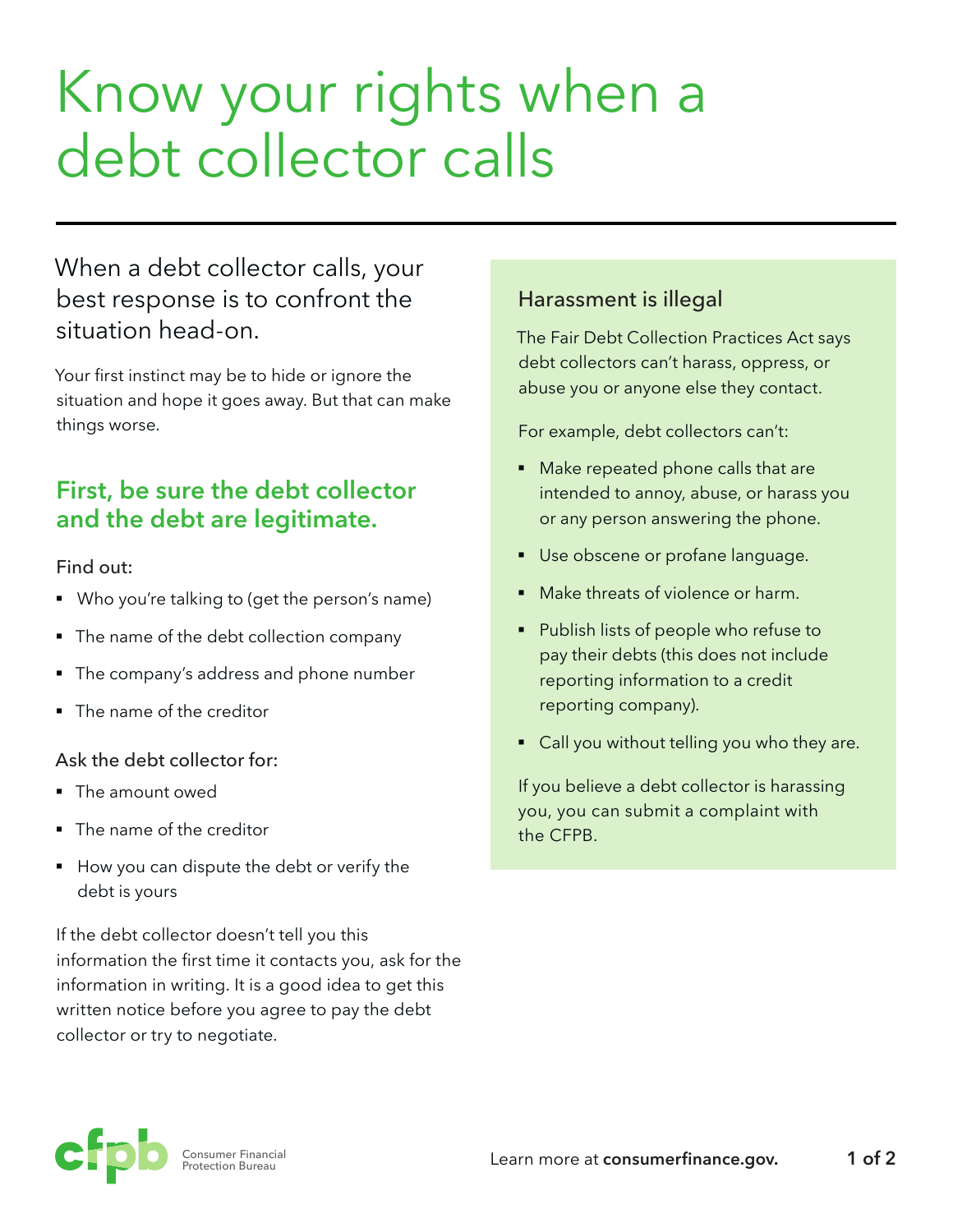# Know your rights when a debt collector calls

## When a debt collector calls, your best response is to confront the situation head-on.

Your first instinct may be to hide or ignore the situation and hope it goes away. But that can make things worse.

### First, be sure the debt collector and the debt are legitimate.

Find out:

- Who you're talking to (get the person's name)
- The name of the debt collection company
- The company's address and phone number
- The name of the creditor

Ask the debt collector for:

- The amount owed
- The name of the creditor
- How you can dispute the debt or verify the debt is yours

If the debt collector doesn't tell you this information the first time it contacts you, ask for the information in writing. It is a good idea to get this written notice before you agree to pay the debt collector or try to negotiate.

### Harassment is illegal

The Fair Debt Collection Practices Act says debt collectors can't harass, oppress, or abuse you or anyone else they contact.

For example, debt collectors can't:

- Make repeated phone calls that are intended to annoy, abuse, or harass you or any person answering the phone.
- Use obscene or profane language.
- Make threats of violence or harm.
- Publish lists of people who refuse to pay their debts (this does not include reporting information to a credit reporting company).
- Call you without telling you who they are.

If you believe a debt collector is harassing you, you can submit a complaint with the CFPB.

cfpb Consumer Financial Protection Bureau

Learn more at **consumerfinance.gov.**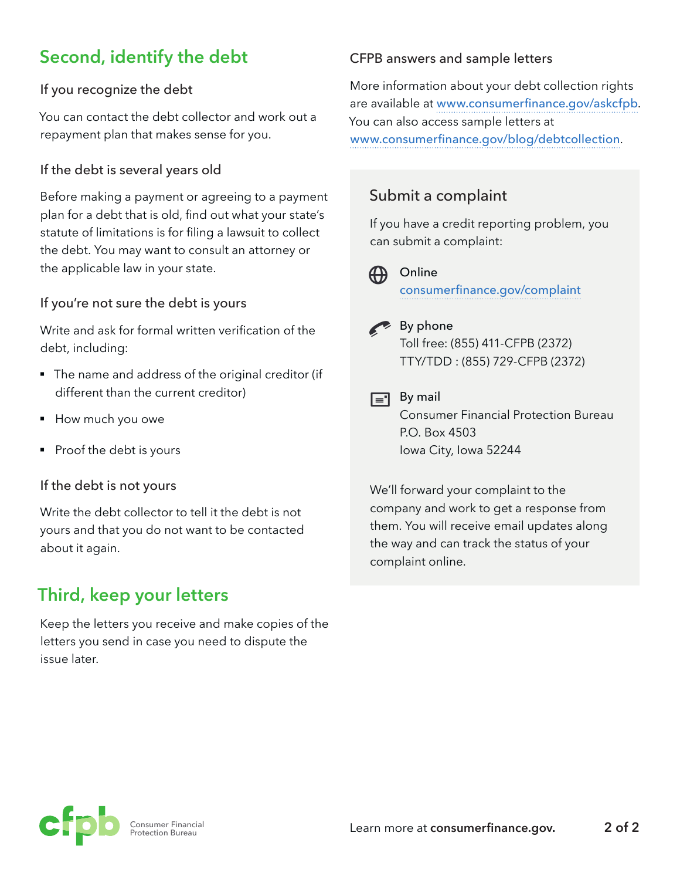## Second, identify the debt

### If you recognize the debt

You can contact the debt collector and work out a repayment plan that makes sense for you.

### If the debt is several years old

Before making a payment or agreeing to a payment plan for a debt that is old, find out what your state's statute of limitations is for filing a lawsuit to collect the debt. You may want to consult an attorney or the applicable law in your state.

### If you're not sure the debt is yours

Write and ask for formal written verification of the debt, including:

- The name and address of the original creditor (if different than the current creditor)
- How much you owe
- Proof the debt is yours

### If the debt is not yours

Write the debt collector to tell it the debt is not yours and that you do not want to be contacted about it again.

## Third, keep your letters

Keep the letters you receive and make copies of the letters you send in case you need to dispute the issue later.

### CFPB answers and sample letters

More information about your debt collection rights are available at www.consumerfinance.gov/askcfpb. You can also access sample letters at www.consumerfinance.gov/blog/debtcollection.

### Submit a complaint

If you have a credit reporting problem, you can submit a complaint:

**Online**
consumerfinance.gov/complaint

**By phone**
Toll free: (855) 411-CFPB (2372)
TTY/TDD : (855) 729-CFPB (2372)

**By mail**
Consumer Financial Protection Bureau
P.O. Box 4503
Iowa City, Iowa 52244

We'll forward your complaint to the company and work to get a response from them. You will receive email updates along the way and can track the status of your complaint online.

cfpb Consumer Financial Protection Bureau

Learn more at **consumerfinance.gov.**